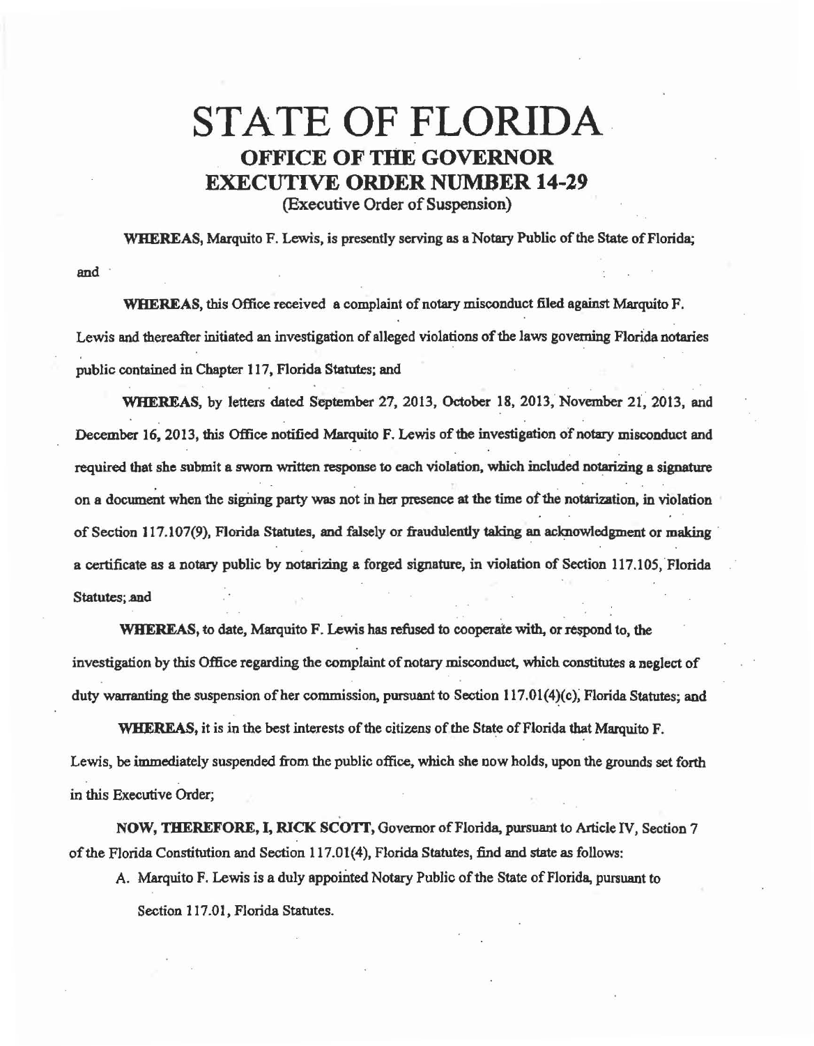# STATE OF FLORIDA

## OFFICE OF THE GOVERNOR

## EXECUTIVE ORDER NUMBER 14-29

(Executive Order of Suspension)

**WHEREAS,** Marquito F. Lewis, is presently serving as a Notary Public of the State of Florida; and

**WHEREAS,** this Office received a complaint of notary misconduct filed against Marquito F. Lewis and thereafter initiated an investigation of alleged violations of the laws governing Florida notaries public contained in Chapter 117, Florida Statutes; and

**WHEREAS,** by letters dated September 27, 2013, October 18, 2013, November 21, 2013, and December 16, 2013, this Office notified Marquito F. Lewis of the investigation of notary misconduct and required that she submit a sworn written response to each violation, which included notarizing a signature on a document when the signing party was not in her presence at the time of the notarization, in violation of Section 117.107(9), Florida Statutes, and falsely or fraudulently taking an acknowledgment or making a certificate as a notary public by notarizing a forged signature, in violation of Section 117.105, Florida Statutes; and

**WHEREAS,** to date, Marquito F. Lewis has refused to cooperate with, or respond to, the investigation by this Office regarding the complaint of notary misconduct, which constitutes a neglect of duty warranting the suspension of her commission, pursuant to Section 117.01(4)(c), Florida Statutes; and

**WHEREAS,** it is in the best interests of the citizens of the State of Florida that Marquito F. Lewis, be immediately suspended from the public office, which she now holds, upon the grounds set forth in this Executive Order;

**NOW, THEREFORE, I, RICK SCOTT,** Governor of Florida, pursuant to Article IV, Section 7 of the Florida Constitution and Section 117.01(4), Florida Statutes, find and state as follows:

A. Marquito F. Lewis is a duly appointed Notary Public of the State of Florida, pursuant to Section 117.01, Florida Statutes.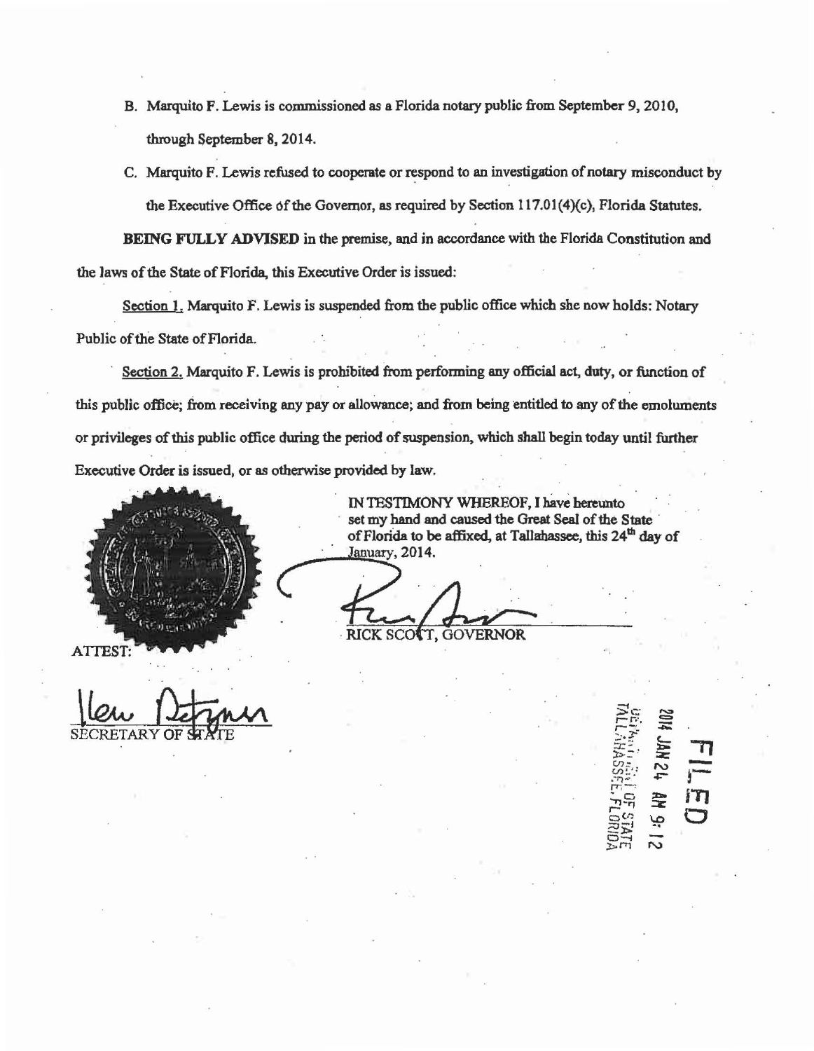B. Marquito F. Lewis is commissioned as a Florida notary public from September 9, 2010, through September 8, 2014.

C. Marquito F. Lewis refused to cooperate or respond to an investigation of notary misconduct by the Executive Office of the Governor, as required by Section 117.01(4)(c), Florida Statutes.

**BEING FULLY ADVISED** in the premise, and in accordance with the Florida Constitution and the laws of the State of Florida, this Executive Order is issued:

Section 1. Marquito F. Lewis is suspended from the public office which she now holds: Notary Public of the State of Florida.

Section 2. Marquito F. Lewis is prohibited from performing any official act, duty, or function of this public office; from receiving any pay or allowance; and from being entitled to any of the emoluments or privileges of this public office during the period of suspension, which shall begin today until further Executive Order is issued, or as otherwise provided by law.

IN TESTIMONY WHEREOF, I have hereunto set my hand and caused the Great Seal of the State of Florida to be affixed, at Tallahassee, this 24th day of January, 2014.

RICK SCOTT, GOVERNOR

ATTEST:

SECRETARY OF STATE

FILED

2014 JAN 24 AM 9:12

DEPARTMENT OF STATE
TALLAHASSEE, FLORIDA